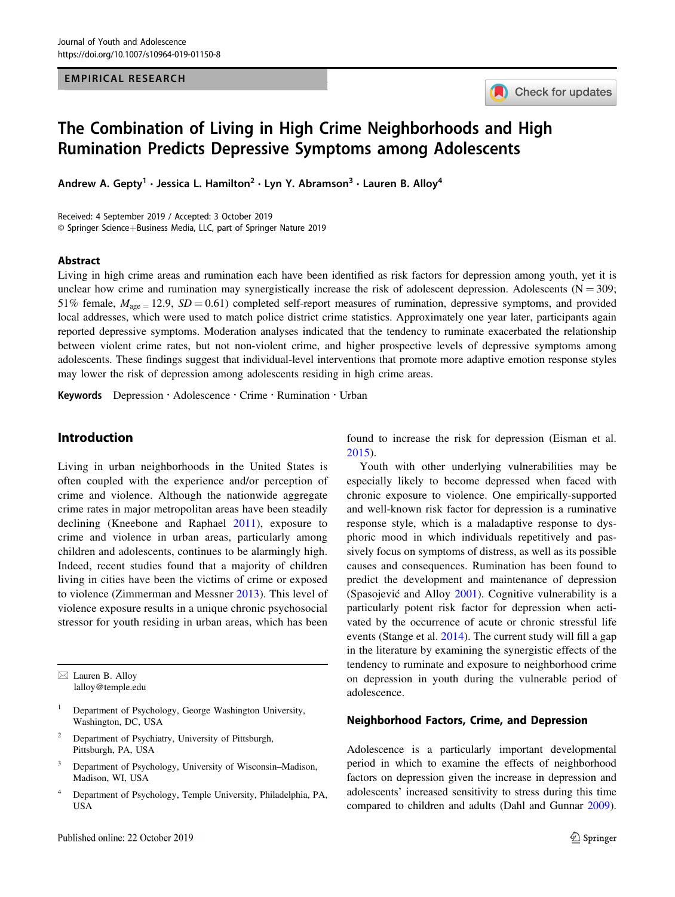EMPIRICAL RESEARCH

# The Combination of Living in High Crime Neighborhoods and High Rumination Predicts Depressive Symptoms among Adolescents

Andrew A. Gepty[1] · Jessica L. Hamilton[2] · Lyn Y. Abramson[3] · Lauren B. Alloy[4]

Received: 4 September 2019 / Accepted: 3 October 2019
© Springer Science+Business Media, LLC, part of Springer Nature 2019

## Abstract

Living in high crime areas and rumination each have been identified as risk factors for depression among youth, yet it is unclear how crime and rumination may synergistically increase the risk of adolescent depression. Adolescents (N = 309; 51% female, $M_{age}$ = 12.9, $SD = 0.61$) completed self-report measures of rumination, depressive symptoms, and provided local addresses, which were used to match police district crime statistics. Approximately one year later, participants again reported depressive symptoms. Moderation analyses indicated that the tendency to ruminate exacerbated the relationship between violent crime rates, but not non-violent crime, and higher prospective levels of depressive symptoms among adolescents. These findings suggest that individual-level interventions that promote more adaptive emotion response styles may lower the risk of depression among adolescents residing in high crime areas.

**Keywords** Depression · Adolescence · Crime · Rumination · Urban

## Introduction

Living in urban neighborhoods in the United States is often coupled with the experience and/or perception of crime and violence. Although the nationwide aggregate crime rates in major metropolitan areas have been steadily declining (Kneebone and Raphael 2011), exposure to crime and violence in urban areas, particularly among children and adolescents, continues to be alarmingly high. Indeed, recent studies found that a majority of children living in cities have been the victims of crime or exposed to violence (Zimmerman and Messner 2013). This level of violence exposure results in a unique chronic psychosocial stressor for youth residing in urban areas, which has been found to increase the risk for depression (Eisman et al. 2015).

Youth with other underlying vulnerabilities may be especially likely to become depressed when faced with chronic exposure to violence. One empirically-supported and well-known risk factor for depression is a ruminative response style, which is a maladaptive response to dysphoric mood in which individuals repetitively and passively focus on symptoms of distress, as well as its possible causes and consequences. Rumination has been found to predict the development and maintenance of depression (Spasojević and Alloy 2001). Cognitive vulnerability is a particularly potent risk factor for depression when activated by the occurrence of acute or chronic stressful life events (Stange et al. 2014). The current study will fill a gap in the literature by examining the synergistic effects of the tendency to ruminate and exposure to neighborhood crime on depression in youth during the vulnerable period of adolescence.

### Neighborhood Factors, Crime, and Depression

Adolescence is a particularly important developmental period in which to examine the effects of neighborhood factors on depression given the increase in depression and adolescents' increased sensitivity to stress during this time compared to children and adults (Dahl and Gunnar 2009).

---

✉ Lauren B. Alloy
lalloy@temple.edu

[1] Department of Psychology, George Washington University, Washington, DC, USA

[2] Department of Psychiatry, University of Pittsburgh, Pittsburgh, PA, USA

[3] Department of Psychology, University of Wisconsin–Madison, Madison, WI, USA

[4] Department of Psychology, Temple University, Philadelphia, PA, USA

Published online: 22 October 2019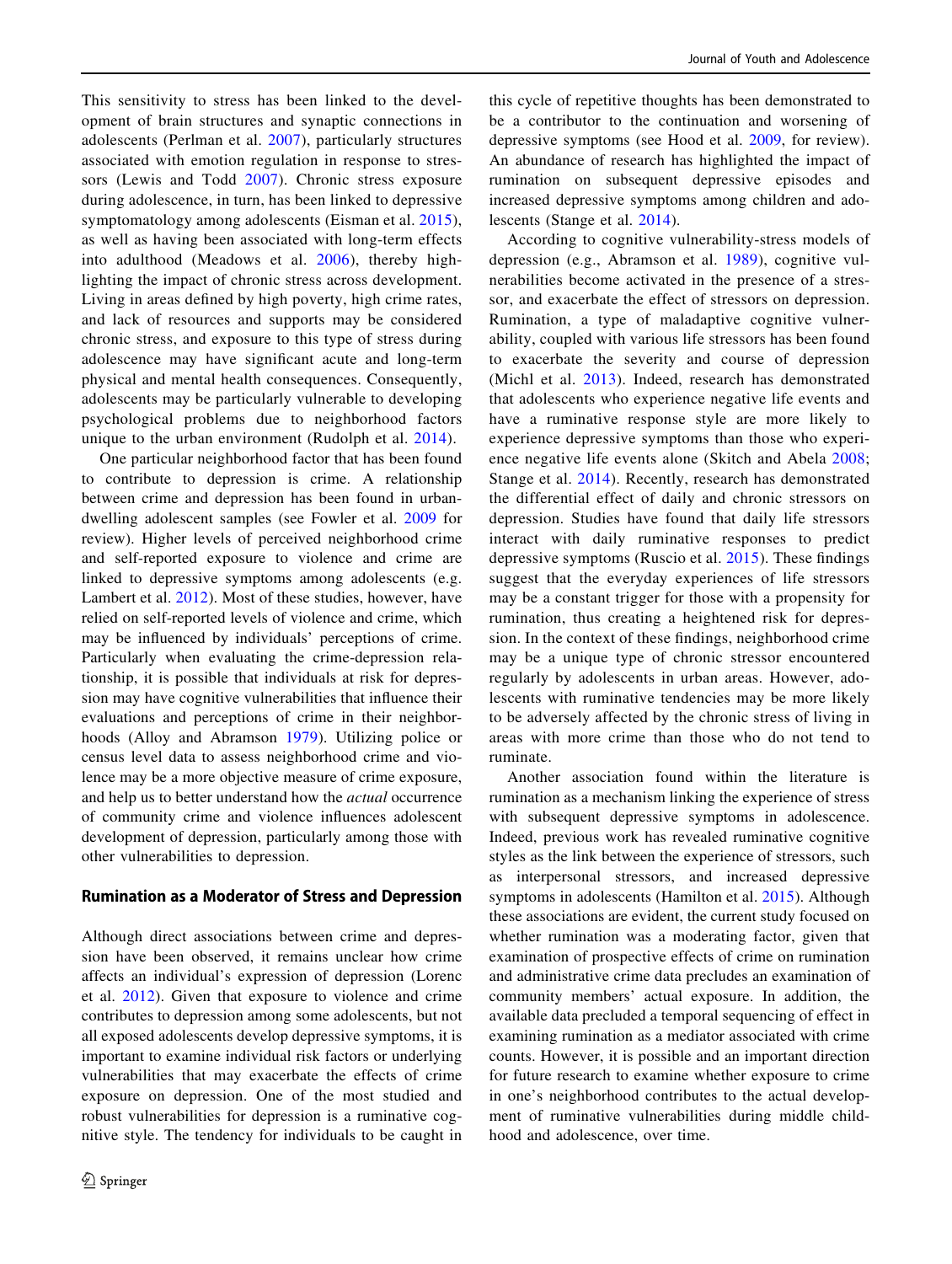This sensitivity to stress has been linked to the development of brain structures and synaptic connections in adolescents (Perlman et al. 2007), particularly structures associated with emotion regulation in response to stressors (Lewis and Todd 2007). Chronic stress exposure during adolescence, in turn, has been linked to depressive symptomatology among adolescents (Eisman et al. 2015), as well as having been associated with long-term effects into adulthood (Meadows et al. 2006), thereby highlighting the impact of chronic stress across development. Living in areas defined by high poverty, high crime rates, and lack of resources and supports may be considered chronic stress, and exposure to this type of stress during adolescence may have significant acute and long-term physical and mental health consequences. Consequently, adolescents may be particularly vulnerable to developing psychological problems due to neighborhood factors unique to the urban environment (Rudolph et al. 2014).

One particular neighborhood factor that has been found to contribute to depression is crime. A relationship between crime and depression has been found in urban-dwelling adolescent samples (see Fowler et al. 2009 for review). Higher levels of perceived neighborhood crime and self-reported exposure to violence and crime are linked to depressive symptoms among adolescents (e.g. Lambert et al. 2012). Most of these studies, however, have relied on self-reported levels of violence and crime, which may be influenced by individuals' perceptions of crime. Particularly when evaluating the crime-depression relationship, it is possible that individuals at risk for depression may have cognitive vulnerabilities that influence their evaluations and perceptions of crime in their neighborhoods (Alloy and Abramson 1979). Utilizing police or census level data to assess neighborhood crime and violence may be a more objective measure of crime exposure, and help us to better understand how the *actual* occurrence of community crime and violence influences adolescent development of depression, particularly among those with other vulnerabilities to depression.

## Rumination as a Moderator of Stress and Depression

Although direct associations between crime and depression have been observed, it remains unclear how crime affects an individual's expression of depression (Lorenc et al. 2012). Given that exposure to violence and crime contributes to depression among some adolescents, but not all exposed adolescents develop depressive symptoms, it is important to examine individual risk factors or underlying vulnerabilities that may exacerbate the effects of crime exposure on depression. One of the most studied and robust vulnerabilities for depression is a ruminative cognitive style. The tendency for individuals to be caught in this cycle of repetitive thoughts has been demonstrated to be a contributor to the continuation and worsening of depressive symptoms (see Hood et al. 2009, for review). An abundance of research has highlighted the impact of rumination on subsequent depressive episodes and increased depressive symptoms among children and adolescents (Stange et al. 2014).

According to cognitive vulnerability-stress models of depression (e.g., Abramson et al. 1989), cognitive vulnerabilities become activated in the presence of a stressor, and exacerbate the effect of stressors on depression. Rumination, a type of maladaptive cognitive vulnerability, coupled with various life stressors has been found to exacerbate the severity and course of depression (Michl et al. 2013). Indeed, research has demonstrated that adolescents who experience negative life events and have a ruminative response style are more likely to experience depressive symptoms than those who experience negative life events alone (Skitch and Abela 2008; Stange et al. 2014). Recently, research has demonstrated the differential effect of daily and chronic stressors on depression. Studies have found that daily life stressors interact with daily ruminative responses to predict depressive symptoms (Ruscio et al. 2015). These findings suggest that the everyday experiences of life stressors may be a constant trigger for those with a propensity for rumination, thus creating a heightened risk for depression. In the context of these findings, neighborhood crime may be a unique type of chronic stressor encountered regularly by adolescents in urban areas. However, adolescents with ruminative tendencies may be more likely to be adversely affected by the chronic stress of living in areas with more crime than those who do not tend to ruminate.

Another association found within the literature is rumination as a mechanism linking the experience of stress with subsequent depressive symptoms in adolescence. Indeed, previous work has revealed ruminative cognitive styles as the link between the experience of stressors, such as interpersonal stressors, and increased depressive symptoms in adolescents (Hamilton et al. 2015). Although these associations are evident, the current study focused on whether rumination was a moderating factor, given that examination of prospective effects of crime on rumination and administrative crime data precludes an examination of community members' actual exposure. In addition, the available data precluded a temporal sequencing of effect in examining rumination as a mediator associated with crime counts. However, it is possible and an important direction for future research to examine whether exposure to crime in one's neighborhood contributes to the actual development of ruminative vulnerabilities during middle childhood and adolescence, over time.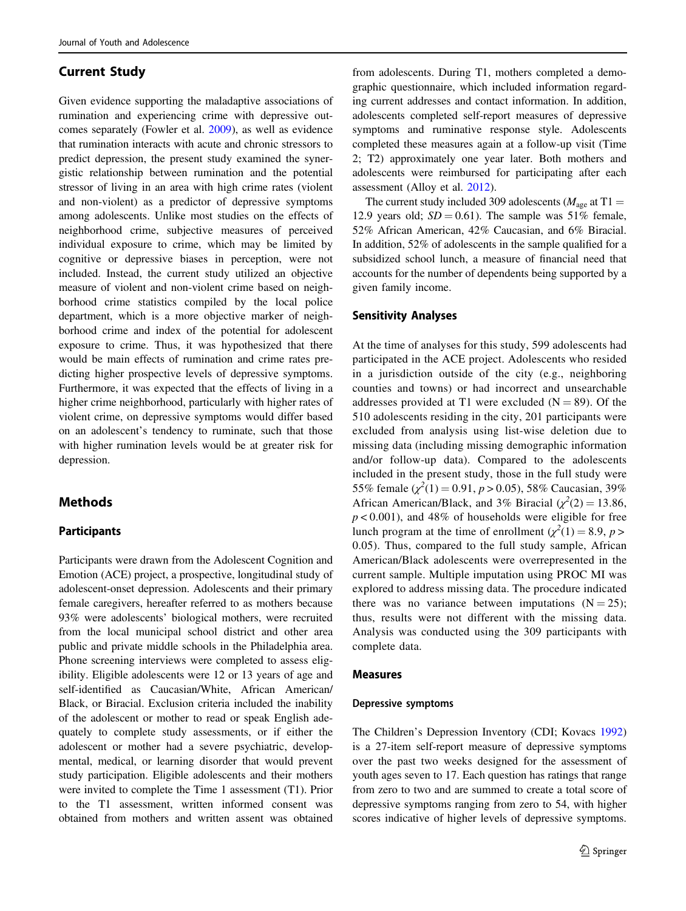## Current Study

Given evidence supporting the maladaptive associations of rumination and experiencing crime with depressive outcomes separately (Fowler et al. 2009), as well as evidence that rumination interacts with acute and chronic stressors to predict depression, the present study examined the synergistic relationship between rumination and the potential stressor of living in an area with high crime rates (violent and non-violent) as a predictor of depressive symptoms among adolescents. Unlike most studies on the effects of neighborhood crime, subjective measures of perceived individual exposure to crime, which may be limited by cognitive or depressive biases in perception, were not included. Instead, the current study utilized an objective measure of violent and non-violent crime based on neighborhood crime statistics compiled by the local police department, which is a more objective marker of neighborhood crime and index of the potential for adolescent exposure to crime. Thus, it was hypothesized that there would be main effects of rumination and crime rates predicting higher prospective levels of depressive symptoms. Furthermore, it was expected that the effects of living in a higher crime neighborhood, particularly with higher rates of violent crime, on depressive symptoms would differ based on an adolescent's tendency to ruminate, such that those with higher rumination levels would be at greater risk for depression.

## Methods

### Participants

Participants were drawn from the Adolescent Cognition and Emotion (ACE) project, a prospective, longitudinal study of adolescent-onset depression. Adolescents and their primary female caregivers, hereafter referred to as mothers because 93% were adolescents' biological mothers, were recruited from the local municipal school district and other area public and private middle schools in the Philadelphia area. Phone screening interviews were completed to assess eligibility. Eligible adolescents were 12 or 13 years of age and self-identified as Caucasian/White, African American/Black, or Biracial. Exclusion criteria included the inability of the adolescent or mother to read or speak English adequately to complete study assessments, or if either the adolescent or mother had a severe psychiatric, developmental, medical, or learning disorder that would prevent study participation. Eligible adolescents and their mothers were invited to complete the Time 1 assessment (T1). Prior to the T1 assessment, written informed consent was obtained from mothers and written assent was obtained from adolescents. During T1, mothers completed a demographic questionnaire, which included information regarding current addresses and contact information. In addition, adolescents completed self-report measures of depressive symptoms and ruminative response style. Adolescents completed these measures again at a follow-up visit (Time 2; T2) approximately one year later. Both mothers and adolescents were reimbursed for participating after each assessment (Alloy et al. 2012).

The current study included 309 adolescents ($M_{age}$ at T1 = 12.9 years old; $SD = 0.61$). The sample was 51% female, 52% African American, 42% Caucasian, and 6% Biracial. In addition, 52% of adolescents in the sample qualified for a subsidized school lunch, a measure of financial need that accounts for the number of dependents being supported by a given family income.

### Sensitivity Analyses

At the time of analyses for this study, 599 adolescents had participated in the ACE project. Adolescents who resided in a jurisdiction outside of the city (e.g., neighboring counties and towns) or had incorrect and unsearchable addresses provided at T1 were excluded (N = 89). Of the 510 adolescents residing in the city, 201 participants were excluded from analysis using list-wise deletion due to missing data (including missing demographic information and/or follow-up data). Compared to the adolescents included in the present study, those in the full study were 55% female ($\chi^2(1) = 0.91$, $p > 0.05$), 58% Caucasian, 39% African American/Black, and 3% Biracial ($\chi^2(2) = 13.86$, $p < 0.001$), and 48% of households were eligible for free lunch program at the time of enrollment ($\chi^2(1) = 8.9$, $p > 0.05$). Thus, compared to the full study sample, African American/Black adolescents were overrepresented in the current sample. Multiple imputation using PROC MI was explored to address missing data. The procedure indicated there was no variance between imputations (N = 25); thus, results were not different with the missing data. Analysis was conducted using the 309 participants with complete data.

### Measures

#### Depressive symptoms

The Children's Depression Inventory (CDI; Kovacs 1992) is a 27-item self-report measure of depressive symptoms over the past two weeks designed for the assessment of youth ages seven to 17. Each question has ratings that range from zero to two and are summed to create a total score of depressive symptoms ranging from zero to 54, with higher scores indicative of higher levels of depressive symptoms.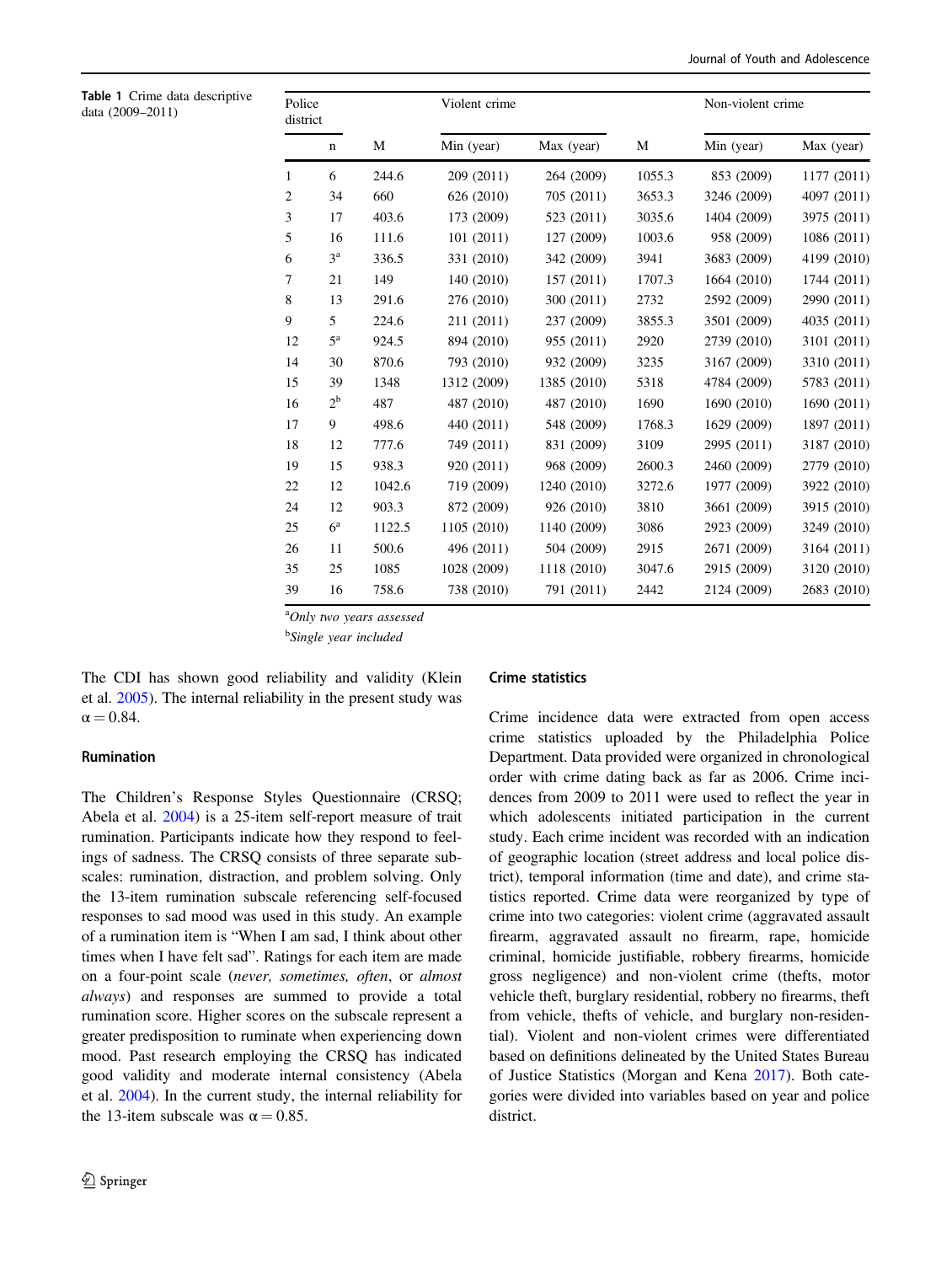**Table 1** Crime data descriptive data (2009–2011)

| Police district | | Violent crime | | | Non-violent crime | | |
|---|---|---|---|---|---|---|---|
| | n | M | Min (year) | Max (year) | M | Min (year) | Max (year) |
| 1 | 6 | 244.6 | 209 (2011) | 264 (2009) | 1055.3 | 853 (2009) | 1177 (2011) |
| 2 | 34 | 660 | 626 (2010) | 705 (2011) | 3653.3 | 3246 (2009) | 4097 (2011) |
| 3 | 17 | 403.6 | 173 (2009) | 523 (2011) | 3035.6 | 1404 (2009) | 3975 (2011) |
| 5 | 16 | 111.6 | 101 (2011) | 127 (2009) | 1003.6 | 958 (2009) | 1086 (2011) |
| 6 | 3[a] | 336.5 | 331 (2010) | 342 (2009) | 3941 | 3683 (2009) | 4199 (2010) |
| 7 | 21 | 149 | 140 (2010) | 157 (2011) | 1707.3 | 1664 (2010) | 1744 (2011) |
| 8 | 13 | 291.6 | 276 (2010) | 300 (2011) | 2732 | 2592 (2009) | 2990 (2011) |
| 9 | 5 | 224.6 | 211 (2011) | 237 (2009) | 3855.3 | 3501 (2009) | 4035 (2011) |
| 12 | 5[a] | 924.5 | 894 (2010) | 955 (2011) | 2920 | 2739 (2010) | 3101 (2011) |
| 14 | 30 | 870.6 | 793 (2010) | 932 (2009) | 3235 | 3167 (2009) | 3310 (2011) |
| 15 | 39 | 1348 | 1312 (2009) | 1385 (2010) | 5318 | 4784 (2009) | 5783 (2011) |
| 16 | 2[b] | 487 | 487 (2010) | 487 (2010) | 1690 | 1690 (2010) | 1690 (2011) |
| 17 | 9 | 498.6 | 440 (2011) | 548 (2009) | 1768.3 | 1629 (2009) | 1897 (2011) |
| 18 | 12 | 777.6 | 749 (2011) | 831 (2009) | 3109 | 2995 (2011) | 3187 (2010) |
| 19 | 15 | 938.3 | 920 (2011) | 968 (2009) | 2600.3 | 2460 (2009) | 2779 (2010) |
| 22 | 12 | 1042.6 | 719 (2009) | 1240 (2010) | 3272.6 | 1977 (2009) | 3922 (2010) |
| 24 | 12 | 903.3 | 872 (2009) | 926 (2010) | 3810 | 3661 (2009) | 3915 (2010) |
| 25 | 6[a] | 1122.5 | 1105 (2010) | 1140 (2009) | 3086 | 2923 (2009) | 3249 (2010) |
| 26 | 11 | 500.6 | 496 (2011) | 504 (2009) | 2915 | 2671 (2009) | 3164 (2011) |
| 35 | 25 | 1085 | 1028 (2009) | 1118 (2010) | 3047.6 | 2915 (2009) | 3120 (2010) |
| 39 | 16 | 758.6 | 738 (2010) | 791 (2011) | 2442 | 2124 (2009) | 2683 (2010) |

[a] *Only two years assessed*

[b] *Single year included*

The CDI has shown good reliability and validity (Klein et al. 2005). The internal reliability in the present study was $\alpha = 0.84$.

### Rumination

The Children's Response Styles Questionnaire (CRSQ; Abela et al. 2004) is a 25-item self-report measure of trait rumination. Participants indicate how they respond to feelings of sadness. The CRSQ consists of three separate subscales: rumination, distraction, and problem solving. Only the 13-item rumination subscale referencing self-focused responses to sad mood was used in this study. An example of a rumination item is "When I am sad, I think about other times when I have felt sad". Ratings for each item are made on a four-point scale (*never, sometimes, often*, or *almost always*) and responses are summed to provide a total rumination score. Higher scores on the subscale represent a greater predisposition to ruminate when experiencing down mood. Past research employing the CRSQ has indicated good validity and moderate internal consistency (Abela et al. 2004). In the current study, the internal reliability for the 13-item subscale was $\alpha = 0.85$.

### Crime statistics

Crime incidence data were extracted from open access crime statistics uploaded by the Philadelphia Police Department. Data provided were organized in chronological order with crime dating back as far as 2006. Crime incidences from 2009 to 2011 were used to reflect the year in which adolescents initiated participation in the current study. Each crime incident was recorded with an indication of geographic location (street address and local police district), temporal information (time and date), and crime statistics reported. Crime data were reorganized by type of crime into two categories: violent crime (aggravated assault firearm, aggravated assault no firearm, rape, homicide criminal, homicide justifiable, robbery firearms, homicide gross negligence) and non-violent crime (thefts, motor vehicle theft, burglary residential, robbery no firearms, theft from vehicle, thefts of vehicle, and burglary non-residential). Violent and non-violent crimes were differentiated based on definitions delineated by the United States Bureau of Justice Statistics (Morgan and Kena 2017). Both categories were divided into variables based on year and police district.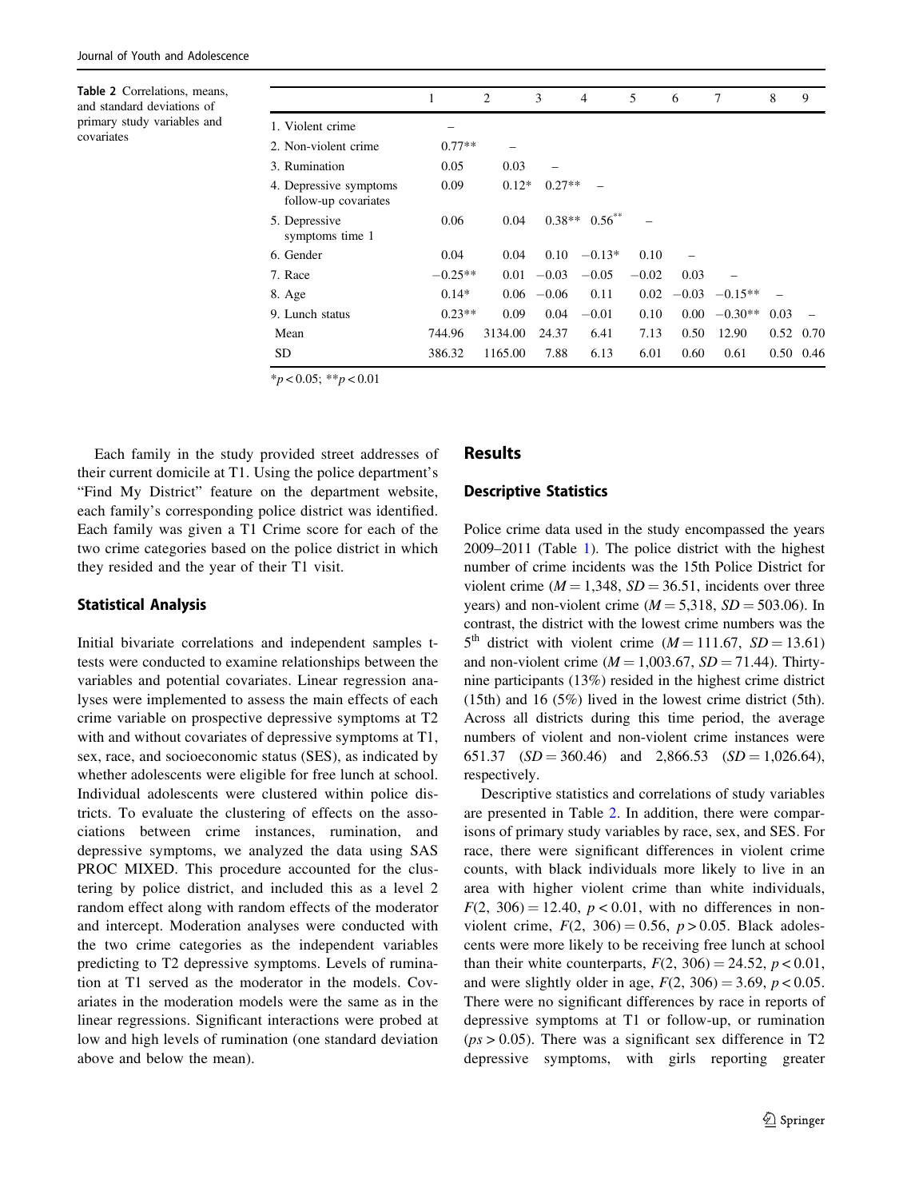Table 2 Correlations, means, and standard deviations of primary study variables and covariates

| | 1 | 2 | 3 | 4 | 5 | 6 | 7 | 8 | 9 |
|---|---|---|---|---|---|---|---|---|---|
| 1. Violent crime | – | | | | | | | | |
| 2. Non-violent crime | 0.77** | – | | | | | | | |
| 3. Rumination | 0.05 | 0.03 | – | | | | | | |
| 4. Depressive symptoms follow-up covariates | 0.09 | 0.12* | 0.27** | – | | | | | |
| 5. Depressive symptoms time 1 | 0.06 | 0.04 | 0.38** | 0.56** | – | | | | |
| 6. Gender | 0.04 | 0.04 | 0.10 | −0.13* | 0.10 | – | | | |
| 7. Race | −0.25** | 0.01 | −0.03 | −0.05 | −0.02 | 0.03 | – | | |
| 8. Age | 0.14* | 0.06 | −0.06 | 0.11 | 0.02 | −0.03 | −0.15** | – | |
| 9. Lunch status | 0.23** | 0.09 | 0.04 | −0.01 | 0.10 | 0.00 | −0.30** | 0.03 | – |
| Mean | 744.96 | 3134.00 | 24.37 | 6.41 | 7.13 | 0.50 | 12.90 | 0.52 | 0.70 |
| SD | 386.32 | 1165.00 | 7.88 | 6.13 | 6.01 | 0.60 | 0.61 | 0.50 | 0.46 |

*$p < 0.05$; **$p < 0.01$

Each family in the study provided street addresses of their current domicile at T1. Using the police department's "Find My District" feature on the department website, each family's corresponding police district was identified. Each family was given a T1 Crime score for each of the two crime categories based on the police district in which they resided and the year of their T1 visit.

### Statistical Analysis

Initial bivariate correlations and independent samples t-tests were conducted to examine relationships between the variables and potential covariates. Linear regression analyses were implemented to assess the main effects of each crime variable on prospective depressive symptoms at T2 with and without covariates of depressive symptoms at T1, sex, race, and socioeconomic status (SES), as indicated by whether adolescents were eligible for free lunch at school. Individual adolescents were clustered within police districts. To evaluate the clustering of effects on the associations between crime instances, rumination, and depressive symptoms, we analyzed the data using SAS PROC MIXED. This procedure accounted for the clustering by police district, and included this as a level 2 random effect along with random effects of the moderator and intercept. Moderation analyses were conducted with the two crime categories as the independent variables predicting to T2 depressive symptoms. Levels of rumination at T1 served as the moderator in the models. Covariates in the moderation models were the same as in the linear regressions. Significant interactions were probed at low and high levels of rumination (one standard deviation above and below the mean).

## Results

### Descriptive Statistics

Police crime data used in the study encompassed the years 2009–2011 (Table 1). The police district with the highest number of crime incidents was the 15th Police District for violent crime ($M = 1{,}348$, $SD = 36.51$, incidents over three years) and non-violent crime ($M = 5{,}318$, $SD = 503.06$). In contrast, the district with the lowest crime numbers was the 5th district with violent crime ($M = 111.67$, $SD = 13.61$) and non-violent crime ($M = 1{,}003.67$, $SD = 71.44$). Thirty-nine participants (13%) resided in the highest crime district (15th) and 16 (5%) lived in the lowest crime district (5th). Across all districts during this time period, the average numbers of violent and non-violent crime instances were 651.37 ($SD = 360.46$) and 2,866.53 ($SD = 1{,}026.64$), respectively.

Descriptive statistics and correlations of study variables are presented in Table 2. In addition, there were comparisons of primary study variables by race, sex, and SES. For race, there were significant differences in violent crime counts, with black individuals more likely to live in an area with higher violent crime than white individuals, $F(2,\ 306) = 12.40$, $p < 0.01$, with no differences in non-violent crime, $F(2,\ 306) = 0.56$, $p > 0.05$. Black adolescents were more likely to be receiving free lunch at school than their white counterparts, $F(2,\ 306) = 24.52$, $p < 0.01$, and were slightly older in age, $F(2,\ 306) = 3.69$, $p < 0.05$. There were no significant differences by race in reports of depressive symptoms at T1 or follow-up, or rumination ($ps > 0.05$). There was a significant sex difference in T2 depressive symptoms, with girls reporting greater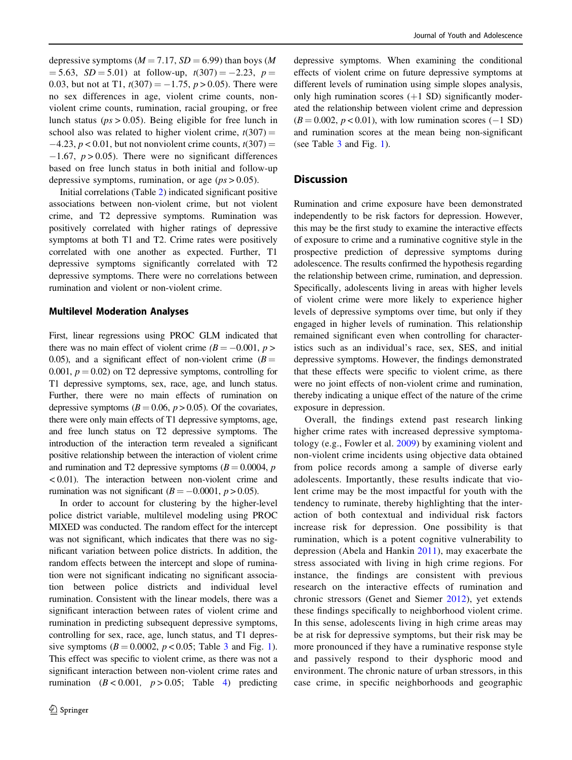depressive symptoms ($M = 7.17$, $SD = 6.99$) than boys ($M = 5.63$, $SD = 5.01$) at follow-up, $t(307) = -2.23$, $p = 0.03$, but not at T1, $t(307) = -1.75$, $p > 0.05$). There were no sex differences in age, violent crime counts, nonviolent crime counts, rumination, racial grouping, or free lunch status ($ps > 0.05$). Being eligible for free lunch in school also was related to higher violent crime, $t(307) = -4.23$, $p < 0.01$, but not nonviolent crime counts, $t(307) = -1.67$, $p > 0.05$). There were no significant differences based on free lunch status in both initial and follow-up depressive symptoms, rumination, or age ($ps > 0.05$).

Initial correlations (Table 2) indicated significant positive associations between non-violent crime, but not violent crime, and T2 depressive symptoms. Rumination was positively correlated with higher ratings of depressive symptoms at both T1 and T2. Crime rates were positively correlated with one another as expected. Further, T1 depressive symptoms significantly correlated with T2 depressive symptoms. There were no correlations between rumination and violent or non-violent crime.

### Multilevel Moderation Analyses

First, linear regressions using PROC GLM indicated that there was no main effect of violent crime ($B = -0.001$, $p > 0.05$), and a significant effect of non-violent crime ($B = 0.001$, $p = 0.02$) on T2 depressive symptoms, controlling for T1 depressive symptoms, sex, race, age, and lunch status. Further, there were no main effects of rumination on depressive symptoms ($B = 0.06$, $p > 0.05$). Of the covariates, there were only main effects of T1 depressive symptoms, age, and free lunch status on T2 depressive symptoms. The introduction of the interaction term revealed a significant positive relationship between the interaction of violent crime and rumination and T2 depressive symptoms ($B = 0.0004$, $p < 0.01$). The interaction between non-violent crime and rumination was not significant ($B = -0.0001$, $p > 0.05$).

In order to account for clustering by the higher-level police district variable, multilevel modeling using PROC MIXED was conducted. The random effect for the intercept was not significant, which indicates that there was no significant variation between police districts. In addition, the random effects between the intercept and slope of rumination were not significant indicating no significant association between police districts and individual level rumination. Consistent with the linear models, there was a significant interaction between rates of violent crime and rumination in predicting subsequent depressive symptoms, controlling for sex, race, age, lunch status, and T1 depressive symptoms ($B = 0.0002$, $p < 0.05$; Table 3 and Fig. 1). This effect was specific to violent crime, as there was not a significant interaction between non-violent crime rates and rumination ($B < 0.001$, $p > 0.05$; Table 4) predicting depressive symptoms. When examining the conditional effects of violent crime on future depressive symptoms at different levels of rumination using simple slopes analysis, only high rumination scores (+1 SD) significantly moderated the relationship between violent crime and depression ($B = 0.002$, $p < 0.01$), with low rumination scores (−1 SD) and rumination scores at the mean being non-significant (see Table 3 and Fig. 1).

## Discussion

Rumination and crime exposure have been demonstrated independently to be risk factors for depression. However, this may be the first study to examine the interactive effects of exposure to crime and a ruminative cognitive style in the prospective prediction of depressive symptoms during adolescence. The results confirmed the hypothesis regarding the relationship between crime, rumination, and depression. Specifically, adolescents living in areas with higher levels of violent crime were more likely to experience higher levels of depressive symptoms over time, but only if they engaged in higher levels of rumination. This relationship remained significant even when controlling for characteristics such as an individual's race, sex, SES, and initial depressive symptoms. However, the findings demonstrated that these effects were specific to violent crime, as there were no joint effects of non-violent crime and rumination, thereby indicating a unique effect of the nature of the crime exposure in depression.

Overall, the findings extend past research linking higher crime rates with increased depressive symptomatology (e.g., Fowler et al. 2009) by examining violent and non-violent crime incidents using objective data obtained from police records among a sample of diverse early adolescents. Importantly, these results indicate that violent crime may be the most impactful for youth with the tendency to ruminate, thereby highlighting that the interaction of both contextual and individual risk factors increase risk for depression. One possibility is that rumination, which is a potent cognitive vulnerability to depression (Abela and Hankin 2011), may exacerbate the stress associated with living in high crime regions. For instance, the findings are consistent with previous research on the interactive effects of rumination and chronic stressors (Genet and Siemer 2012), yet extends these findings specifically to neighborhood violent crime. In this sense, adolescents living in high crime areas may be at risk for depressive symptoms, but their risk may be more pronounced if they have a ruminative response style and passively respond to their dysphoric mood and environment. The chronic nature of urban stressors, in this case crime, in specific neighborhoods and geographic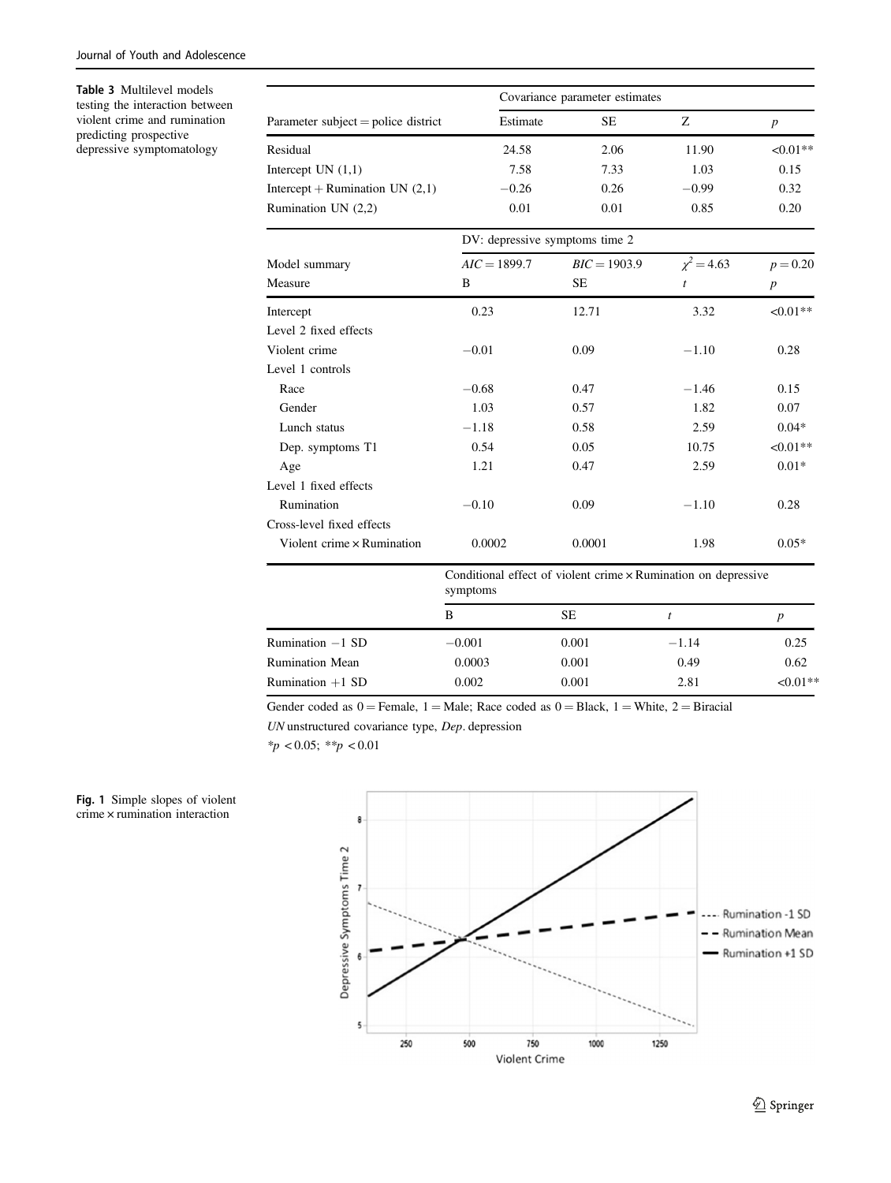**Table 3** Multilevel models testing the interaction between violent crime and rumination predicting prospective depressive symptomatology

| | Covariance parameter estimates | | | |
|---|---|---|---|---|
| Parameter subject = police district | Estimate | SE | Z | $p$ |
| Residual | 24.58 | 2.06 | 11.90 | <0.01** |
| Intercept UN (1,1) | 7.58 | 7.33 | 1.03 | 0.15 |
| Intercept + Rumination UN (2,1) | −0.26 | 0.26 | −0.99 | 0.32 |
| Rumination UN (2,2) | 0.01 | 0.01 | 0.85 | 0.20 |
| | DV: depressive symptoms time 2 | | | |
| Model summary | $AIC = 1899.7$ | $BIC = 1903.9$ | $\chi^2 = 4.63$ | $p = 0.20$ |
| Measure | B | SE | $t$ | $p$ |
| Intercept | 0.23 | 12.71 | 3.32 | <0.01** |
| Level 2 fixed effects | | | | |
| Violent crime | −0.01 | 0.09 | −1.10 | 0.28 |
| Level 1 controls | | | | |
| Race | −0.68 | 0.47 | −1.46 | 0.15 |
| Gender | 1.03 | 0.57 | 1.82 | 0.07 |
| Lunch status | −1.18 | 0.58 | 2.59 | 0.04* |
| Dep. symptoms T1 | 0.54 | 0.05 | 10.75 | <0.01** |
| Age | 1.21 | 0.47 | 2.59 | 0.01* |
| Level 1 fixed effects | | | | |
| Rumination | −0.10 | 0.09 | −1.10 | 0.28 |
| Cross-level fixed effects | | | | |
| Violent crime × Rumination | 0.0002 | 0.0001 | 1.98 | 0.05* |
| | Conditional effect of violent crime × Rumination on depressive symptoms | | | |
| | B | SE | $t$ | $p$ |
| Rumination −1 SD | −0.001 | 0.001 | −1.14 | 0.25 |
| Rumination Mean | 0.0003 | 0.001 | 0.49 | 0.62 |
| Rumination +1 SD | 0.002 | 0.001 | 2.81 | <0.01** |

Gender coded as 0 = Female, 1 = Male; Race coded as 0 = Black, 1 = White, 2 = Biracial

*UN* unstructured covariance type, *Dep.* depression

*$p < 0.05$; **$p < 0.01$

**Fig. 1** Simple slopes of violent crime × rumination interaction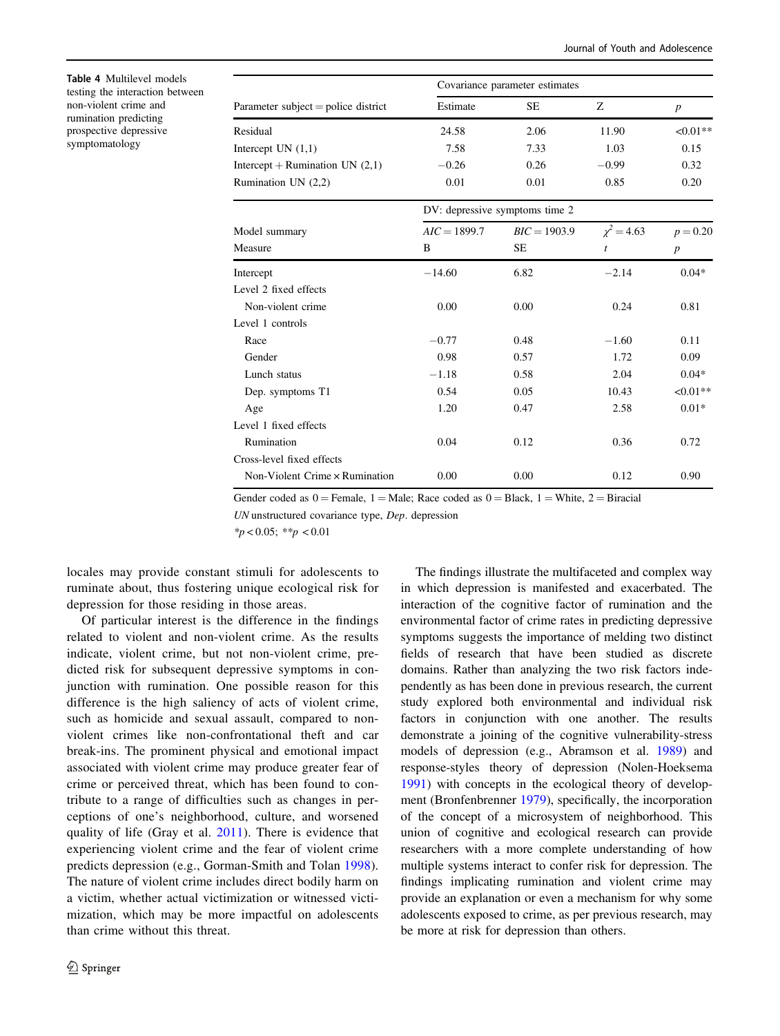**Table 4** Multilevel models testing the interaction between non-violent crime and rumination predicting prospective depressive symptomatology

| | Covariance parameter estimates | | | |
|---|---|---|---|---|
| Parameter subject = police district | Estimate | SE | Z | *p* |
| Residual | 24.58 | 2.06 | 11.90 | <0.01** |
| Intercept UN (1,1) | 7.58 | 7.33 | 1.03 | 0.15 |
| Intercept + Rumination UN (2,1) | −0.26 | 0.26 | −0.99 | 0.32 |
| Rumination UN (2,2) | 0.01 | 0.01 | 0.85 | 0.20 |
| | DV: depressive symptoms time 2 | | | |
| Model summary | *AIC* = 1899.7 | *BIC* = 1903.9 | $\chi^2 = 4.63$ | *p* = 0.20 |
| Measure | B | SE | *t* | *p* |
| Intercept | −14.60 | 6.82 | −2.14 | 0.04* |
| Level 2 fixed effects | | | | |
| Non-violent crime | 0.00 | 0.00 | 0.24 | 0.81 |
| Level 1 controls | | | | |
| Race | −0.77 | 0.48 | −1.60 | 0.11 |
| Gender | 0.98 | 0.57 | 1.72 | 0.09 |
| Lunch status | −1.18 | 0.58 | 2.04 | 0.04* |
| Dep. symptoms T1 | 0.54 | 0.05 | 10.43 | <0.01** |
| Age | 1.20 | 0.47 | 2.58 | 0.01* |
| Level 1 fixed effects | | | | |
| Rumination | 0.04 | 0.12 | 0.36 | 0.72 |
| Cross-level fixed effects | | | | |
| Non-Violent Crime × Rumination | 0.00 | 0.00 | 0.12 | 0.90 |

Gender coded as 0 = Female, 1 = Male; Race coded as 0 = Black, 1 = White, 2 = Biracial

*UN* unstructured covariance type, *Dep*. depression

*$p < 0.05$; **$p < 0.01$

locales may provide constant stimuli for adolescents to ruminate about, thus fostering unique ecological risk for depression for those residing in those areas.

Of particular interest is the difference in the findings related to violent and non-violent crime. As the results indicate, violent crime, but not non-violent crime, predicted risk for subsequent depressive symptoms in conjunction with rumination. One possible reason for this difference is the high saliency of acts of violent crime, such as homicide and sexual assault, compared to non-violent crimes like non-confrontational theft and car break-ins. The prominent physical and emotional impact associated with violent crime may produce greater fear of crime or perceived threat, which has been found to contribute to a range of difficulties such as changes in perceptions of one's neighborhood, culture, and worsened quality of life (Gray et al. 2011). There is evidence that experiencing violent crime and the fear of violent crime predicts depression (e.g., Gorman-Smith and Tolan 1998). The nature of violent crime includes direct bodily harm on a victim, whether actual victimization or witnessed victimization, which may be more impactful on adolescents than crime without this threat.

The findings illustrate the multifaceted and complex way in which depression is manifested and exacerbated. The interaction of the cognitive factor of rumination and the environmental factor of crime rates in predicting depressive symptoms suggests the importance of melding two distinct fields of research that have been studied as discrete domains. Rather than analyzing the two risk factors independently as has been done in previous research, the current study explored both environmental and individual risk factors in conjunction with one another. The results demonstrate a joining of the cognitive vulnerability-stress models of depression (e.g., Abramson et al. 1989) and response-styles theory of depression (Nolen-Hoeksema 1991) with concepts in the ecological theory of development (Bronfenbrenner 1979), specifically, the incorporation of the concept of a microsystem of neighborhood. This union of cognitive and ecological research can provide researchers with a more complete understanding of how multiple systems interact to confer risk for depression. The findings implicating rumination and violent crime may provide an explanation or even a mechanism for why some adolescents exposed to crime, as per previous research, may be more at risk for depression than others.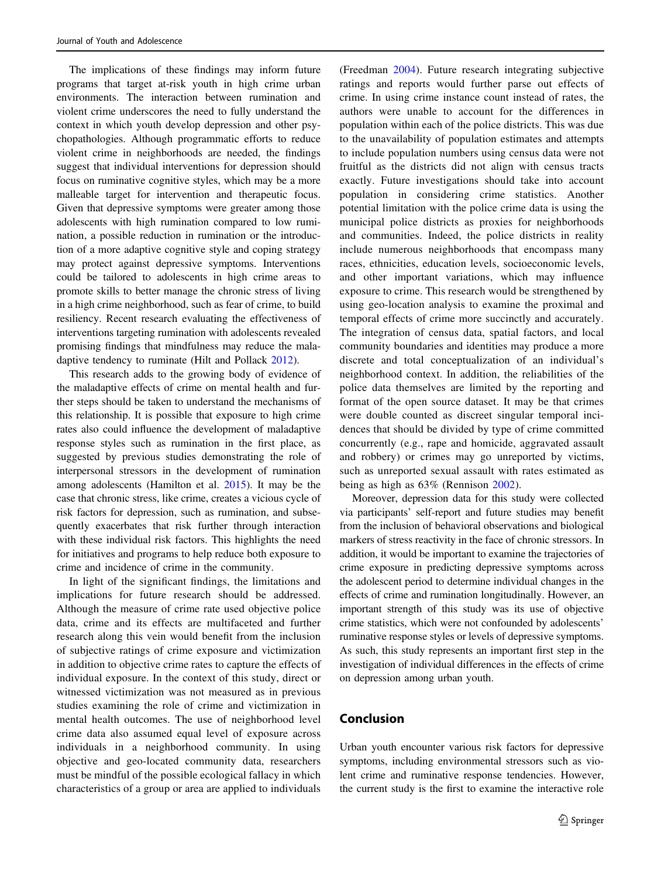The implications of these findings may inform future programs that target at-risk youth in high crime urban environments. The interaction between rumination and violent crime underscores the need to fully understand the context in which youth develop depression and other psychopathologies. Although programmatic efforts to reduce violent crime in neighborhoods are needed, the findings suggest that individual interventions for depression should focus on ruminative cognitive styles, which may be a more malleable target for intervention and therapeutic focus. Given that depressive symptoms were greater among those adolescents with high rumination compared to low rumination, a possible reduction in rumination or the introduction of a more adaptive cognitive style and coping strategy may protect against depressive symptoms. Interventions could be tailored to adolescents in high crime areas to promote skills to better manage the chronic stress of living in a high crime neighborhood, such as fear of crime, to build resiliency. Recent research evaluating the effectiveness of interventions targeting rumination with adolescents revealed promising findings that mindfulness may reduce the maladaptive tendency to ruminate (Hilt and Pollack 2012).

This research adds to the growing body of evidence of the maladaptive effects of crime on mental health and further steps should be taken to understand the mechanisms of this relationship. It is possible that exposure to high crime rates also could influence the development of maladaptive response styles such as rumination in the first place, as suggested by previous studies demonstrating the role of interpersonal stressors in the development of rumination among adolescents (Hamilton et al. 2015). It may be the case that chronic stress, like crime, creates a vicious cycle of risk factors for depression, such as rumination, and subsequently exacerbates that risk further through interaction with these individual risk factors. This highlights the need for initiatives and programs to help reduce both exposure to crime and incidence of crime in the community.

In light of the significant findings, the limitations and implications for future research should be addressed. Although the measure of crime rate used objective police data, crime and its effects are multifaceted and further research along this vein would benefit from the inclusion of subjective ratings of crime exposure and victimization in addition to objective crime rates to capture the effects of individual exposure. In the context of this study, direct or witnessed victimization was not measured as in previous studies examining the role of crime and victimization in mental health outcomes. The use of neighborhood level crime data also assumed equal level of exposure across individuals in a neighborhood community. In using objective and geo-located community data, researchers must be mindful of the possible ecological fallacy in which characteristics of a group or area are applied to individuals (Freedman 2004). Future research integrating subjective ratings and reports would further parse out effects of crime. In using crime instance count instead of rates, the authors were unable to account for the differences in population within each of the police districts. This was due to the unavailability of population estimates and attempts to include population numbers using census data were not fruitful as the districts did not align with census tracts exactly. Future investigations should take into account population in considering crime statistics. Another potential limitation with the police crime data is using the municipal police districts as proxies for neighborhoods and communities. Indeed, the police districts in reality include numerous neighborhoods that encompass many races, ethnicities, education levels, socioeconomic levels, and other important variations, which may influence exposure to crime. This research would be strengthened by using geo-location analysis to examine the proximal and temporal effects of crime more succinctly and accurately. The integration of census data, spatial factors, and local community boundaries and identities may produce a more discrete and total conceptualization of an individual's neighborhood context. In addition, the reliabilities of the police data themselves are limited by the reporting and format of the open source dataset. It may be that crimes were double counted as discreet singular temporal incidences that should be divided by type of crime committed concurrently (e.g., rape and homicide, aggravated assault and robbery) or crimes may go unreported by victims, such as unreported sexual assault with rates estimated as being as high as 63% (Rennison 2002).

Moreover, depression data for this study were collected via participants' self-report and future studies may benefit from the inclusion of behavioral observations and biological markers of stress reactivity in the face of chronic stressors. In addition, it would be important to examine the trajectories of crime exposure in predicting depressive symptoms across the adolescent period to determine individual changes in the effects of crime and rumination longitudinally. However, an important strength of this study was its use of objective crime statistics, which were not confounded by adolescents' ruminative response styles or levels of depressive symptoms. As such, this study represents an important first step in the investigation of individual differences in the effects of crime on depression among urban youth.

## Conclusion

Urban youth encounter various risk factors for depressive symptoms, including environmental stressors such as violent crime and ruminative response tendencies. However, the current study is the first to examine the interactive role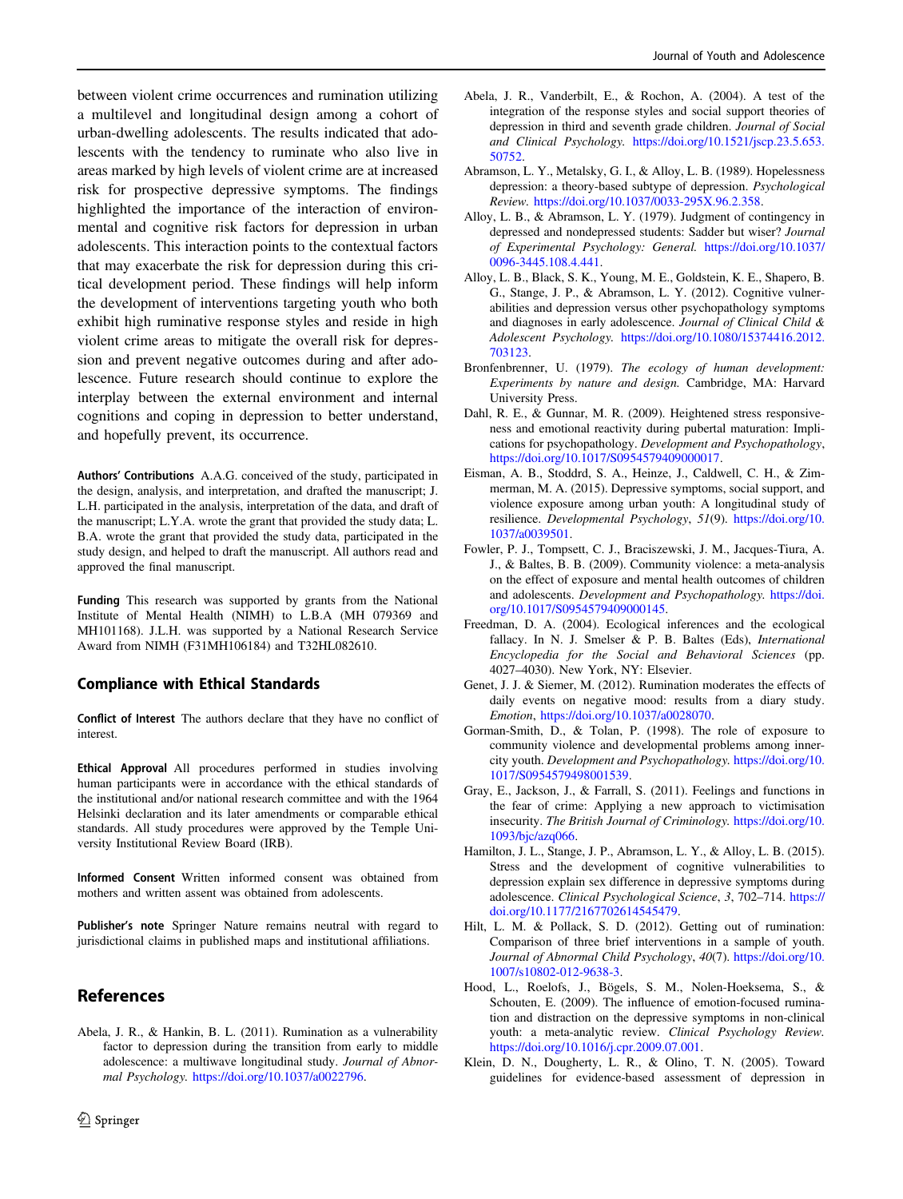between violent crime occurrences and rumination utilizing a multilevel and longitudinal design among a cohort of urban-dwelling adolescents. The results indicated that adolescents with the tendency to ruminate who also live in areas marked by high levels of violent crime are at increased risk for prospective depressive symptoms. The findings highlighted the importance of the interaction of environmental and cognitive risk factors for depression in urban adolescents. This interaction points to the contextual factors that may exacerbate the risk for depression during this critical development period. These findings will help inform the development of interventions targeting youth who both exhibit high ruminative response styles and reside in high violent crime areas to mitigate the overall risk for depression and prevent negative outcomes during and after adolescence. Future research should continue to explore the interplay between the external environment and internal cognitions and coping in depression to better understand, and hopefully prevent, its occurrence.

**Authors' Contributions** A.A.G. conceived of the study, participated in the design, analysis, and interpretation, and drafted the manuscript; J.L.H. participated in the analysis, interpretation of the data, and draft of the manuscript; L.Y.A. wrote the grant that provided the study data; L.B.A. wrote the grant that provided the study data, participated in the study design, and helped to draft the manuscript. All authors read and approved the final manuscript.

**Funding** This research was supported by grants from the National Institute of Mental Health (NIMH) to L.B.A (MH 079369 and MH101168). J.L.H. was supported by a National Research Service Award from NIMH (F31MH106184) and T32HL082610.

## Compliance with Ethical Standards

**Conflict of Interest** The authors declare that they have no conflict of interest.

**Ethical Approval** All procedures performed in studies involving human participants were in accordance with the ethical standards of the institutional and/or national research committee and with the 1964 Helsinki declaration and its later amendments or comparable ethical standards. All study procedures were approved by the Temple University Institutional Review Board (IRB).

**Informed Consent** Written informed consent was obtained from mothers and written assent was obtained from adolescents.

**Publisher's note** Springer Nature remains neutral with regard to jurisdictional claims in published maps and institutional affiliations.

## References

Abela, J. R., & Hankin, B. L. (2011). Rumination as a vulnerability factor to depression during the transition from early to middle adolescence: a multiwave longitudinal study. *Journal of Abnormal Psychology*. https://doi.org/10.1037/a0022796.

Abela, J. R., Vanderbilt, E., & Rochon, A. (2004). A test of the integration of the response styles and social support theories of depression in third and seventh grade children. *Journal of Social and Clinical Psychology*. https://doi.org/10.1521/jscp.23.5.653.50752.

Abramson, L. Y., Metalsky, G. I., & Alloy, L. B. (1989). Hopelessness depression: a theory-based subtype of depression. *Psychological Review*. https://doi.org/10.1037/0033-295X.96.2.358.

Alloy, L. B., & Abramson, L. Y. (1979). Judgment of contingency in depressed and nondepressed students: Sadder but wiser? *Journal of Experimental Psychology: General*. https://doi.org/10.1037/0096-3445.108.4.441.

Alloy, L. B., Black, S. K., Young, M. E., Goldstein, K. E., Shapero, B. G., Stange, J. P., & Abramson, L. Y. (2012). Cognitive vulnerabilities and depression versus other psychopathology symptoms and diagnoses in early adolescence. *Journal of Clinical Child & Adolescent Psychology*. https://doi.org/10.1080/15374416.2012.703123.

Bronfenbrenner, U. (1979). *The ecology of human development: Experiments by nature and design*. Cambridge, MA: Harvard University Press.

Dahl, R. E., & Gunnar, M. R. (2009). Heightened stress responsiveness and emotional reactivity during pubertal maturation: Implications for psychopathology. *Development and Psychopathology*, https://doi.org/10.1017/S0954579409000017.

Eisman, A. B., Stoddrd, S. A., Heinze, J., Caldwell, C. H., & Zimmerman, M. A. (2015). Depressive symptoms, social support, and violence exposure among urban youth: A longitudinal study of resilience. *Developmental Psychology*, *51*(9). https://doi.org/10.1037/a0039501.

Fowler, P. J., Tompsett, C. J., Braciszewski, J. M., Jacques-Tiura, A. J., & Baltes, B. B. (2009). Community violence: a meta-analysis on the effect of exposure and mental health outcomes of children and adolescents. *Development and Psychopathology*. https://doi.org/10.1017/S0954579409000145.

Freedman, D. A. (2004). Ecological inferences and the ecological fallacy. In N. J. Smelser & P. B. Baltes (Eds), *International Encyclopedia for the Social and Behavioral Sciences* (pp. 4027–4030). New York, NY: Elsevier.

Genet, J. J. & Siemer, M. (2012). Rumination moderates the effects of daily events on negative mood: results from a diary study. *Emotion*, https://doi.org/10.1037/a0028070.

Gorman-Smith, D., & Tolan, P. (1998). The role of exposure to community violence and developmental problems among innercity youth. *Development and Psychopathology*. https://doi.org/10.1017/S0954579498001539.

Gray, E., Jackson, J., & Farrall, S. (2011). Feelings and functions in the fear of crime: Applying a new approach to victimisation insecurity. *The British Journal of Criminology*. https://doi.org/10.1093/bjc/azq066.

Hamilton, J. L., Stange, J. P., Abramson, L. Y., & Alloy, L. B. (2015). Stress and the development of cognitive vulnerabilities to depression explain sex difference in depressive symptoms during adolescence. *Clinical Psychological Science*, *3*, 702–714. https://doi.org/10.1177/2167702614545479.

Hilt, L. M. & Pollack, S. D. (2012). Getting out of rumination: Comparison of three brief interventions in a sample of youth. *Journal of Abnormal Child Psychology*, *40*(7). https://doi.org/10.1007/s10802-012-9638-3.

Hood, L., Roelofs, J., Bögels, S. M., Nolen-Hoeksema, S., & Schouten, E. (2009). The influence of emotion-focused rumination and distraction on the depressive symptoms in non-clinical youth: a meta-analytic review. *Clinical Psychology Review*. https://doi.org/10.1016/j.cpr.2009.07.001.

Klein, D. N., Dougherty, L. R., & Olino, T. N. (2005). Toward guidelines for evidence-based assessment of depression in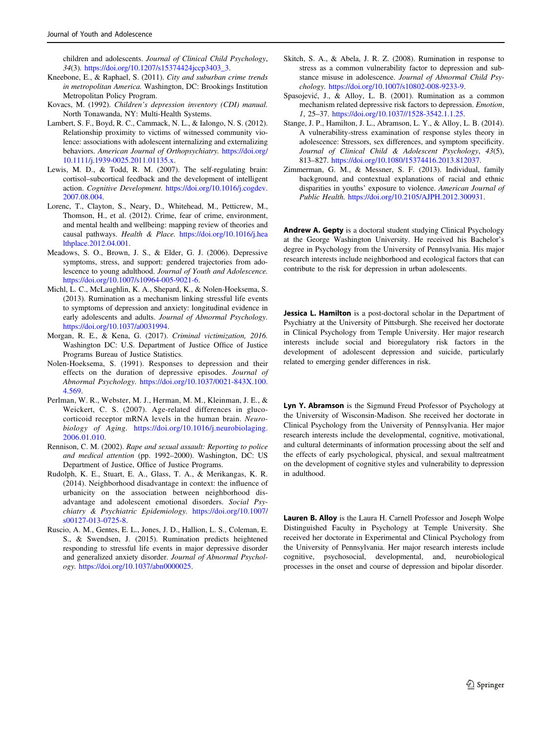children and adolescents. *Journal of Clinical Child Psychology*, *34*(3). https://doi.org/10.1207/s15374424jccp3403_3.

Kneebone, E., & Raphael, S. (2011). *City and suburban crime trends in metropolitan America.* Washington, DC: Brookings Institution Metropolitan Policy Program.

Kovacs, M. (1992). *Children's depression inventory (CDI) manual.* North Tonawanda, NY: Multi-Health Systems.

Lambert, S. F., Boyd, R. C., Cammack, N. L., & Ialongo, N. S. (2012). Relationship proximity to victims of witnessed community violence: associations with adolescent internalizing and externalizing behaviors. *American Journal of Orthopsychiatry.* https://doi.org/10.1111/j.1939-0025.2011.01135.x.

Lewis, M. D., & Todd, R. M. (2007). The self-regulating brain: cortisol–subcortical feedback and the development of intelligent action. *Cognitive Development.* https://doi.org/10.1016/j.cogdev.2007.08.004.

Lorenc, T., Clayton, S., Neary, D., Whitehead, M., Petticrew, M., Thomson, H., et al. (2012). Crime, fear of crime, environment, and mental health and wellbeing: mapping review of theories and causal pathways. *Health & Place.* https://doi.org/10.1016/j.healthplace.2012.04.001.

Meadows, S. O., Brown, J. S., & Elder, G. J. (2006). Depressive symptoms, stress, and support: gendered trajectories from adolescence to young adulthood. *Journal of Youth and Adolescence.* https://doi.org/10.1007/s10964-005-9021-6.

Michl, L. C., McLaughlin, K. A., Shepard, K., & Nolen-Hoeksema, S. (2013). Rumination as a mechanism linking stressful life events to symptoms of depression and anxiety: longitudinal evidence in early adolescents and adults. *Journal of Abnormal Psychology.* https://doi.org/10.1037/a0031994.

Morgan, R. E., & Kena, G. (2017). *Criminal victimization, 2016.* Washington DC: U.S. Department of Justice Office of Justice Programs Bureau of Justice Statistics.

Nolen-Hoeksema, S. (1991). Responses to depression and their effects on the duration of depressive episodes. *Journal of Abnormal Psychology.* https://doi.org/10.1037/0021-843X.100.4.569.

Perlman, W. R., Webster, M. J., Herman, M. M., Kleinman, J. E., & Weickert, C. S. (2007). Age-related differences in glucocorticoid receptor mRNA levels in the human brain. *Neurobiology of Aging.* https://doi.org/10.1016/j.neurobiolaging.2006.01.010.

Rennison, C. M. (2002). *Rape and sexual assault: Reporting to police and medical attention* (pp. 1992–2000). Washington, DC: US Department of Justice, Office of Justice Programs.

Rudolph, K. E., Stuart, E. A., Glass, T. A., & Merikangas, K. R. (2014). Neighborhood disadvantage in context: the influence of urbanicity on the association between neighborhood disadvantage and adolescent emotional disorders. *Social Psychiatry & Psychiatric Epidemiology.* https://doi.org/10.1007/s00127-013-0725-8.

Ruscio, A. M., Gentes, E. L., Jones, J. D., Hallion, L. S., Coleman, E. S., & Swendsen, J. (2015). Rumination predicts heightened responding to stressful life events in major depressive disorder and generalized anxiety disorder. *Journal of Abnormal Psychology.* https://doi.org/10.1037/abn0000025.

Skitch, S. A., & Abela, J. R. Z. (2008). Rumination in response to stress as a common vulnerability factor to depression and substance misuse in adolescence. *Journal of Abnormal Child Psychology.* https://doi.org/10.1007/s10802-008-9233-9.

Spasojević, J., & Alloy, L. B. (2001). Rumination as a common mechanism related depressive risk factors to depression. *Emotion*, *1*, 25–37. https://doi.org/10.1037//1528-3542.1.1.25.

Stange, J. P., Hamilton, J. L., Abramson, L. Y., & Alloy, L. B. (2014). A vulnerability-stress examination of response styles theory in adolescence: Stressors, sex differences, and symptom specificity. *Journal of Clinical Child & Adolescent Psychology*, *43*(5), 813–827. https://doi.org/10.1080/15374416.2013.812037.

Zimmerman, G. M., & Messner, S. F. (2013). Individual, family background, and contextual explanations of racial and ethnic disparities in youths' exposure to violence. *American Journal of Public Health.* https://doi.org/10.2105/AJPH.2012.300931.

**Andrew A. Gepty** is a doctoral student studying Clinical Psychology at the George Washington University. He received his Bachelor's degree in Psychology from the University of Pennsylvania. His major research interests include neighborhood and ecological factors that can contribute to the risk for depression in urban adolescents.

**Jessica L. Hamilton** is a post-doctoral scholar in the Department of Psychiatry at the University of Pittsburgh. She received her doctorate in Clinical Psychology from Temple University. Her major research interests include social and bioregulatory risk factors in the development of adolescent depression and suicide, particularly related to emerging gender differences in risk.

**Lyn Y. Abramson** is the Sigmund Freud Professor of Psychology at the University of Wisconsin-Madison. She received her doctorate in Clinical Psychology from the University of Pennsylvania. Her major research interests include the developmental, cognitive, motivational, and cultural determinants of information processing about the self and the effects of early psychological, physical, and sexual maltreatment on the development of cognitive styles and vulnerability to depression in adulthood.

**Lauren B. Alloy** is the Laura H. Carnell Professor and Joseph Wolpe Distinguished Faculty in Psychology at Temple University. She received her doctorate in Experimental and Clinical Psychology from the University of Pennsylvania. Her major research interests include cognitive, psychosocial, developmental, and, neurobiological processes in the onset and course of depression and bipolar disorder.